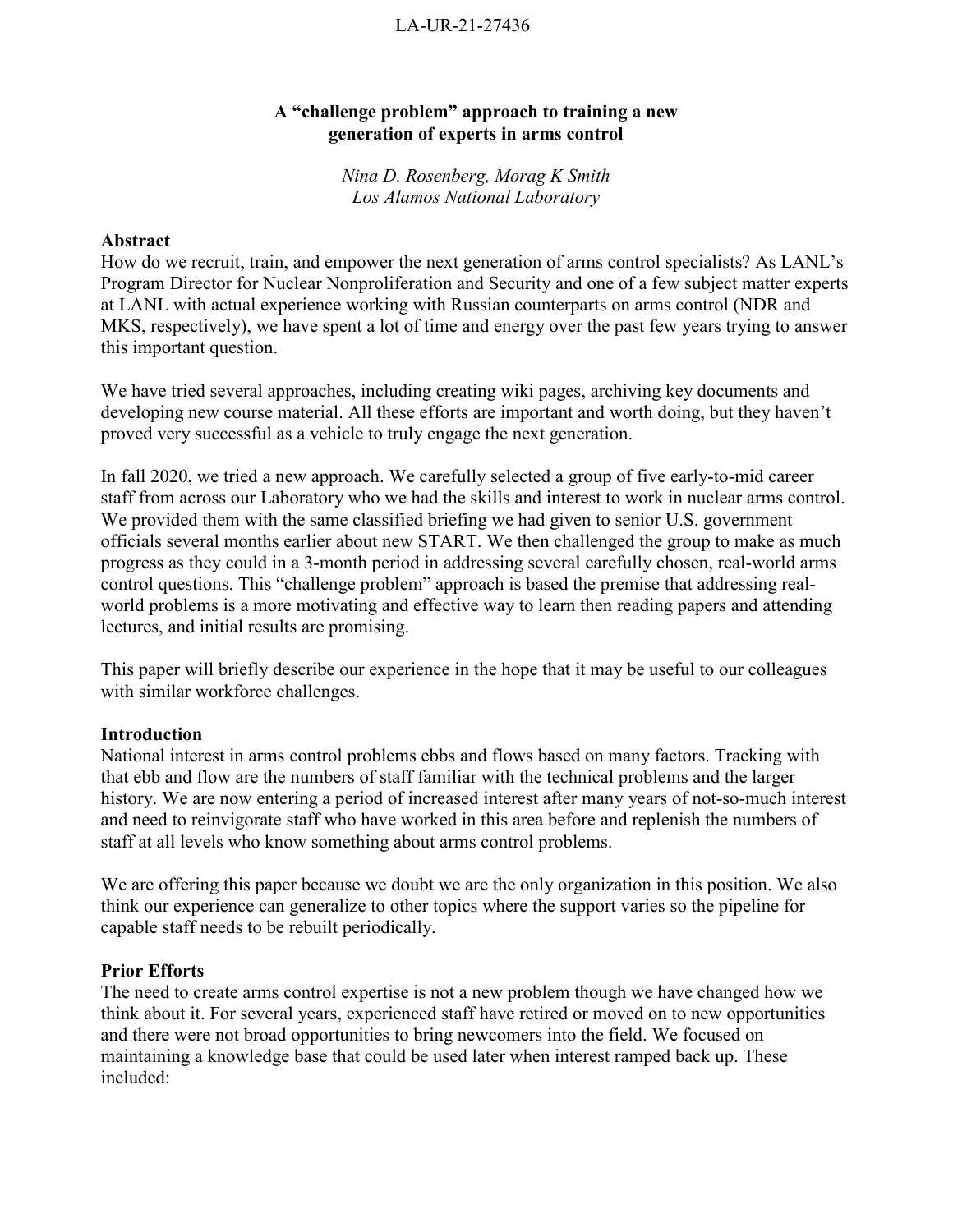LA-UR-21-27436

# A "challenge problem" approach to training a new generation of experts in arms control

*Nina D. Rosenberg, Morag K Smith*
*Los Alamos National Laboratory*

## Abstract

How do we recruit, train, and empower the next generation of arms control specialists? As LANL's Program Director for Nuclear Nonproliferation and Security and one of a few subject matter experts at LANL with actual experience working with Russian counterparts on arms control (NDR and MKS, respectively), we have spent a lot of time and energy over the past few years trying to answer this important question.

We have tried several approaches, including creating wiki pages, archiving key documents and developing new course material. All these efforts are important and worth doing, but they haven't proved very successful as a vehicle to truly engage the next generation.

In fall 2020, we tried a new approach. We carefully selected a group of five early-to-mid career staff from across our Laboratory who we had the skills and interest to work in nuclear arms control. We provided them with the same classified briefing we had given to senior U.S. government officials several months earlier about new START. We then challenged the group to make as much progress as they could in a 3-month period in addressing several carefully chosen, real-world arms control questions. This "challenge problem" approach is based the premise that addressing real-world problems is a more motivating and effective way to learn then reading papers and attending lectures, and initial results are promising.

This paper will briefly describe our experience in the hope that it may be useful to our colleagues with similar workforce challenges.

## Introduction

National interest in arms control problems ebbs and flows based on many factors. Tracking with that ebb and flow are the numbers of staff familiar with the technical problems and the larger history. We are now entering a period of increased interest after many years of not-so-much interest and need to reinvigorate staff who have worked in this area before and replenish the numbers of staff at all levels who know something about arms control problems.

We are offering this paper because we doubt we are the only organization in this position. We also think our experience can generalize to other topics where the support varies so the pipeline for capable staff needs to be rebuilt periodically.

## Prior Efforts

The need to create arms control expertise is not a new problem though we have changed how we think about it. For several years, experienced staff have retired or moved on to new opportunities and there were not broad opportunities to bring newcomers into the field. We focused on maintaining a knowledge base that could be used later when interest ramped back up. These included: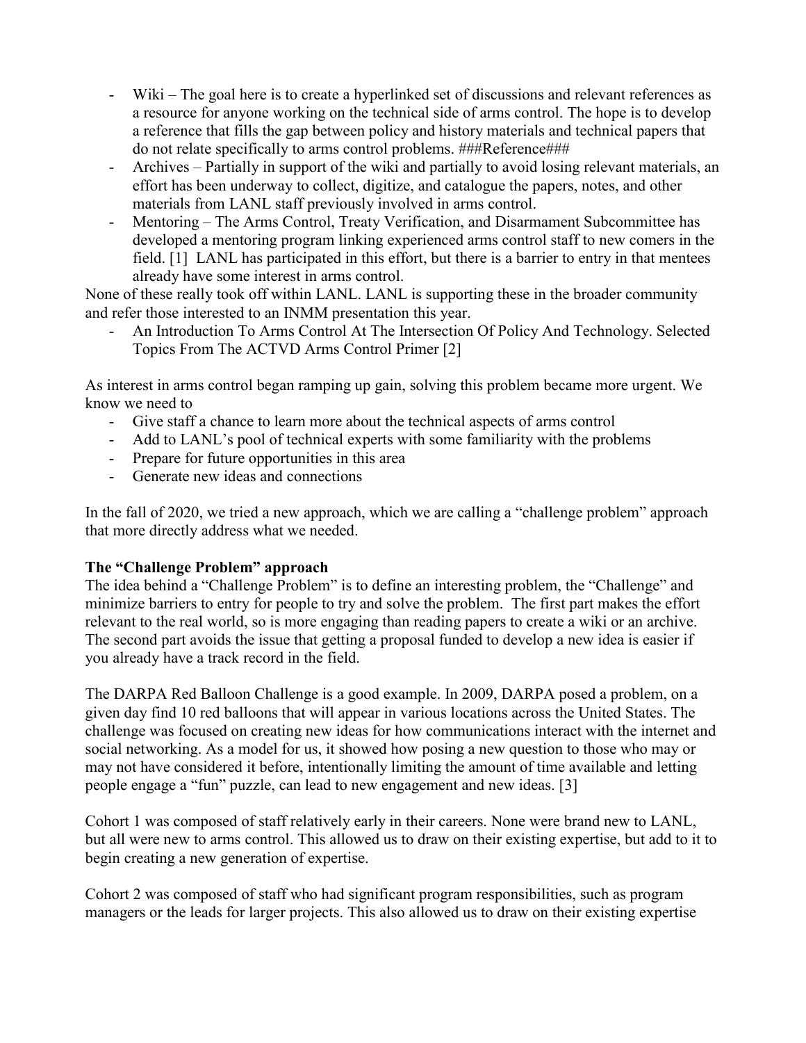- Wiki – The goal here is to create a hyperlinked set of discussions and relevant references as a resource for anyone working on the technical side of arms control. The hope is to develop a reference that fills the gap between policy and history materials and technical papers that do not relate specifically to arms control problems. ###Reference###
- Archives – Partially in support of the wiki and partially to avoid losing relevant materials, an effort has been underway to collect, digitize, and catalogue the papers, notes, and other materials from LANL staff previously involved in arms control.
- Mentoring – The Arms Control, Treaty Verification, and Disarmament Subcommittee has developed a mentoring program linking experienced arms control staff to new comers in the field. [1] LANL has participated in this effort, but there is a barrier to entry in that mentees already have some interest in arms control.

None of these really took off within LANL. LANL is supporting these in the broader community and refer those interested to an INMM presentation this year.

- An Introduction To Arms Control At The Intersection Of Policy And Technology. Selected Topics From The ACTVD Arms Control Primer [2]

As interest in arms control began ramping up gain, solving this problem became more urgent. We know we need to

- Give staff a chance to learn more about the technical aspects of arms control
- Add to LANL's pool of technical experts with some familiarity with the problems
- Prepare for future opportunities in this area
- Generate new ideas and connections

In the fall of 2020, we tried a new approach, which we are calling a "challenge problem" approach that more directly address what we needed.

**The "Challenge Problem" approach**

The idea behind a "Challenge Problem" is to define an interesting problem, the "Challenge" and minimize barriers to entry for people to try and solve the problem. The first part makes the effort relevant to the real world, so is more engaging than reading papers to create a wiki or an archive. The second part avoids the issue that getting a proposal funded to develop a new idea is easier if you already have a track record in the field.

The DARPA Red Balloon Challenge is a good example. In 2009, DARPA posed a problem, on a given day find 10 red balloons that will appear in various locations across the United States. The challenge was focused on creating new ideas for how communications interact with the internet and social networking. As a model for us, it showed how posing a new question to those who may or may not have considered it before, intentionally limiting the amount of time available and letting people engage a "fun" puzzle, can lead to new engagement and new ideas. [3]

Cohort 1 was composed of staff relatively early in their careers. None were brand new to LANL, but all were new to arms control. This allowed us to draw on their existing expertise, but add to it to begin creating a new generation of expertise.

Cohort 2 was composed of staff who had significant program responsibilities, such as program managers or the leads for larger projects. This also allowed us to draw on their existing expertise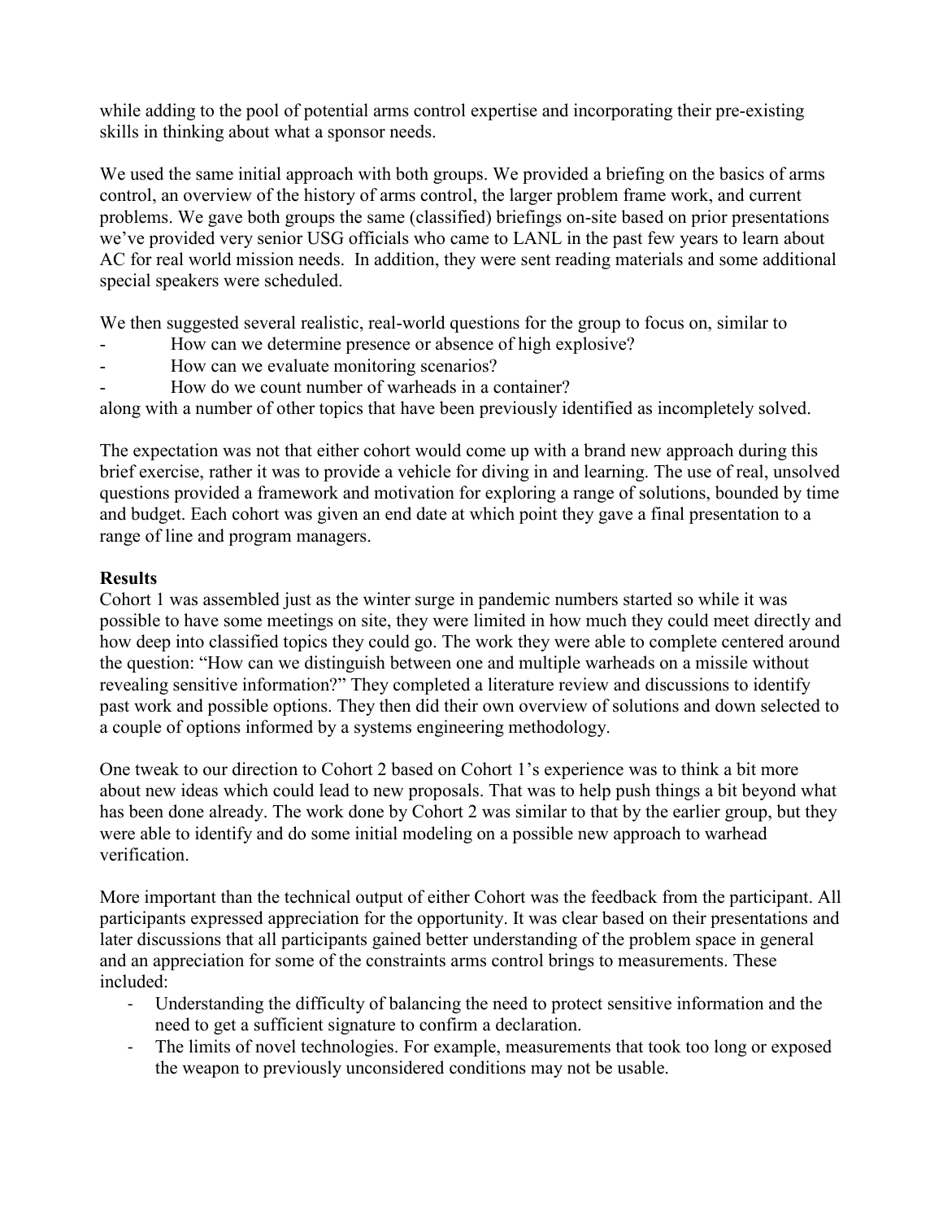while adding to the pool of potential arms control expertise and incorporating their pre-existing skills in thinking about what a sponsor needs.

We used the same initial approach with both groups. We provided a briefing on the basics of arms control, an overview of the history of arms control, the larger problem frame work, and current problems. We gave both groups the same (classified) briefings on-site based on prior presentations we've provided very senior USG officials who came to LANL in the past few years to learn about AC for real world mission needs. In addition, they were sent reading materials and some additional special speakers were scheduled.

We then suggested several realistic, real-world questions for the group to focus on, similar to

- How can we determine presence or absence of high explosive?
- How can we evaluate monitoring scenarios?
- How do we count number of warheads in a container?

along with a number of other topics that have been previously identified as incompletely solved.

The expectation was not that either cohort would come up with a brand new approach during this brief exercise, rather it was to provide a vehicle for diving in and learning. The use of real, unsolved questions provided a framework and motivation for exploring a range of solutions, bounded by time and budget. Each cohort was given an end date at which point they gave a final presentation to a range of line and program managers.

**Results**

Cohort 1 was assembled just as the winter surge in pandemic numbers started so while it was possible to have some meetings on site, they were limited in how much they could meet directly and how deep into classified topics they could go. The work they were able to complete centered around the question: "How can we distinguish between one and multiple warheads on a missile without revealing sensitive information?" They completed a literature review and discussions to identify past work and possible options. They then did their own overview of solutions and down selected to a couple of options informed by a systems engineering methodology.

One tweak to our direction to Cohort 2 based on Cohort 1's experience was to think a bit more about new ideas which could lead to new proposals. That was to help push things a bit beyond what has been done already. The work done by Cohort 2 was similar to that by the earlier group, but they were able to identify and do some initial modeling on a possible new approach to warhead verification.

More important than the technical output of either Cohort was the feedback from the participant. All participants expressed appreciation for the opportunity. It was clear based on their presentations and later discussions that all participants gained better understanding of the problem space in general and an appreciation for some of the constraints arms control brings to measurements. These included:

- Understanding the difficulty of balancing the need to protect sensitive information and the need to get a sufficient signature to confirm a declaration.
- The limits of novel technologies. For example, measurements that took too long or exposed the weapon to previously unconsidered conditions may not be usable.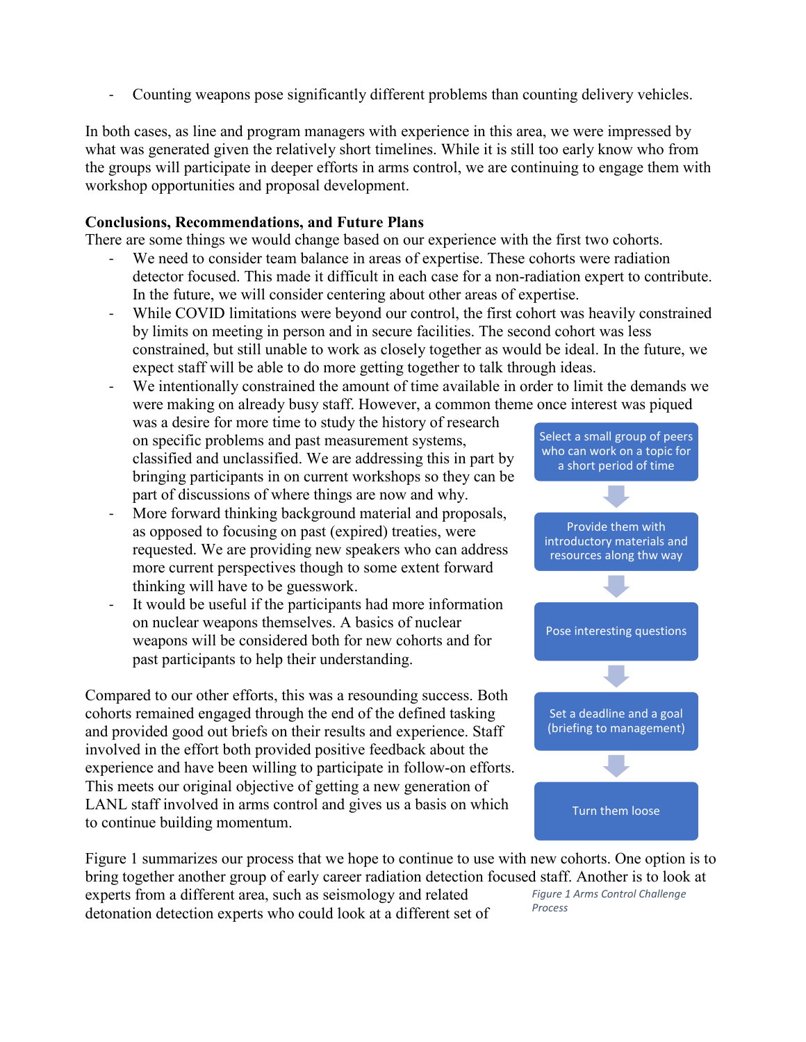- Counting weapons pose significantly different problems than counting delivery vehicles.

In both cases, as line and program managers with experience in this area, we were impressed by what was generated given the relatively short timelines. While it is still too early know who from the groups will participate in deeper efforts in arms control, we are continuing to engage them with workshop opportunities and proposal development.

**Conclusions, Recommendations, and Future Plans**

There are some things we would change based on our experience with the first two cohorts.

- We need to consider team balance in areas of expertise. These cohorts were radiation detector focused. This made it difficult in each case for a non-radiation expert to contribute. In the future, we will consider centering about other areas of expertise.
- While COVID limitations were beyond our control, the first cohort was heavily constrained by limits on meeting in person and in secure facilities. The second cohort was less constrained, but still unable to work as closely together as would be ideal. In the future, we expect staff will be able to do more getting together to talk through ideas.
- We intentionally constrained the amount of time available in order to limit the demands we were making on already busy staff. However, a common theme once interest was piqued was a desire for more time to study the history of research on specific problems and past measurement systems, classified and unclassified. We are addressing this in part by bringing participants in on current workshops so they can be part of discussions of where things are now and why.
- More forward thinking background material and proposals, as opposed to focusing on past (expired) treaties, were requested. We are providing new speakers who can address more current perspectives though to some extent forward thinking will have to be guesswork.
- It would be useful if the participants had more information on nuclear weapons themselves. A basics of nuclear weapons will be considered both for new cohorts and for past participants to help their understanding.

Compared to our other efforts, this was a resounding success. Both cohorts remained engaged through the end of the defined tasking and provided good out briefs on their results and experience. Staff involved in the effort both provided positive feedback about the experience and have been willing to participate in follow-on efforts. This meets our original objective of getting a new generation of LANL staff involved in arms control and gives us a basis on which to continue building momentum.

Select a small group of peers who can work on a topic for a short period of time

↓

Provide them with introductory materials and resources along thw way

↓

Pose interesting questions

↓

Set a deadline and a goal (briefing to management)

↓

Turn them loose

*Figure 1 Arms Control Challenge Process*

Figure 1 summarizes our process that we hope to continue to use with new cohorts. One option is to bring together another group of early career radiation detection focused staff. Another is to look at experts from a different area, such as seismology and related detonation detection experts who could look at a different set of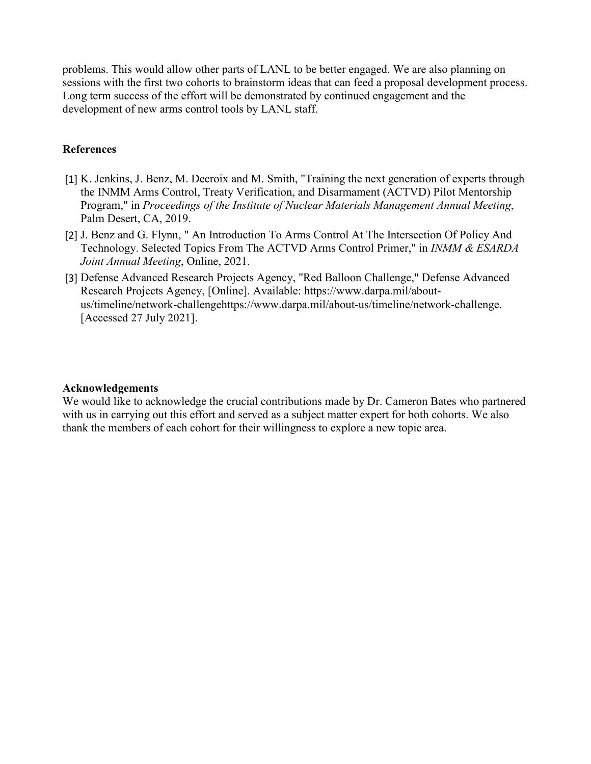problems. This would allow other parts of LANL to be better engaged. We are also planning on sessions with the first two cohorts to brainstorm ideas that can feed a proposal development process. Long term success of the effort will be demonstrated by continued engagement and the development of new arms control tools by LANL staff.

### References

[1] K. Jenkins, J. Benz, M. Decroix and M. Smith, "Training the next generation of experts through the INMM Arms Control, Treaty Verification, and Disarmament (ACTVD) Pilot Mentorship Program," in *Proceedings of the Institute of Nuclear Materials Management Annual Meeting*, Palm Desert, CA, 2019.

[2] J. Benz and G. Flynn, " An Introduction To Arms Control At The Intersection Of Policy And Technology. Selected Topics From The ACTVD Arms Control Primer," in *INMM & ESARDA Joint Annual Meeting*, Online, 2021.

[3] Defense Advanced Research Projects Agency, "Red Balloon Challenge," Defense Advanced Research Projects Agency, [Online]. Available: https://www.darpa.mil/about-us/timeline/network-challengehttps://www.darpa.mil/about-us/timeline/network-challenge. [Accessed 27 July 2021].

### Acknowledgements

We would like to acknowledge the crucial contributions made by Dr. Cameron Bates who partnered with us in carrying out this effort and served as a subject matter expert for both cohorts. We also thank the members of each cohort for their willingness to explore a new topic area.